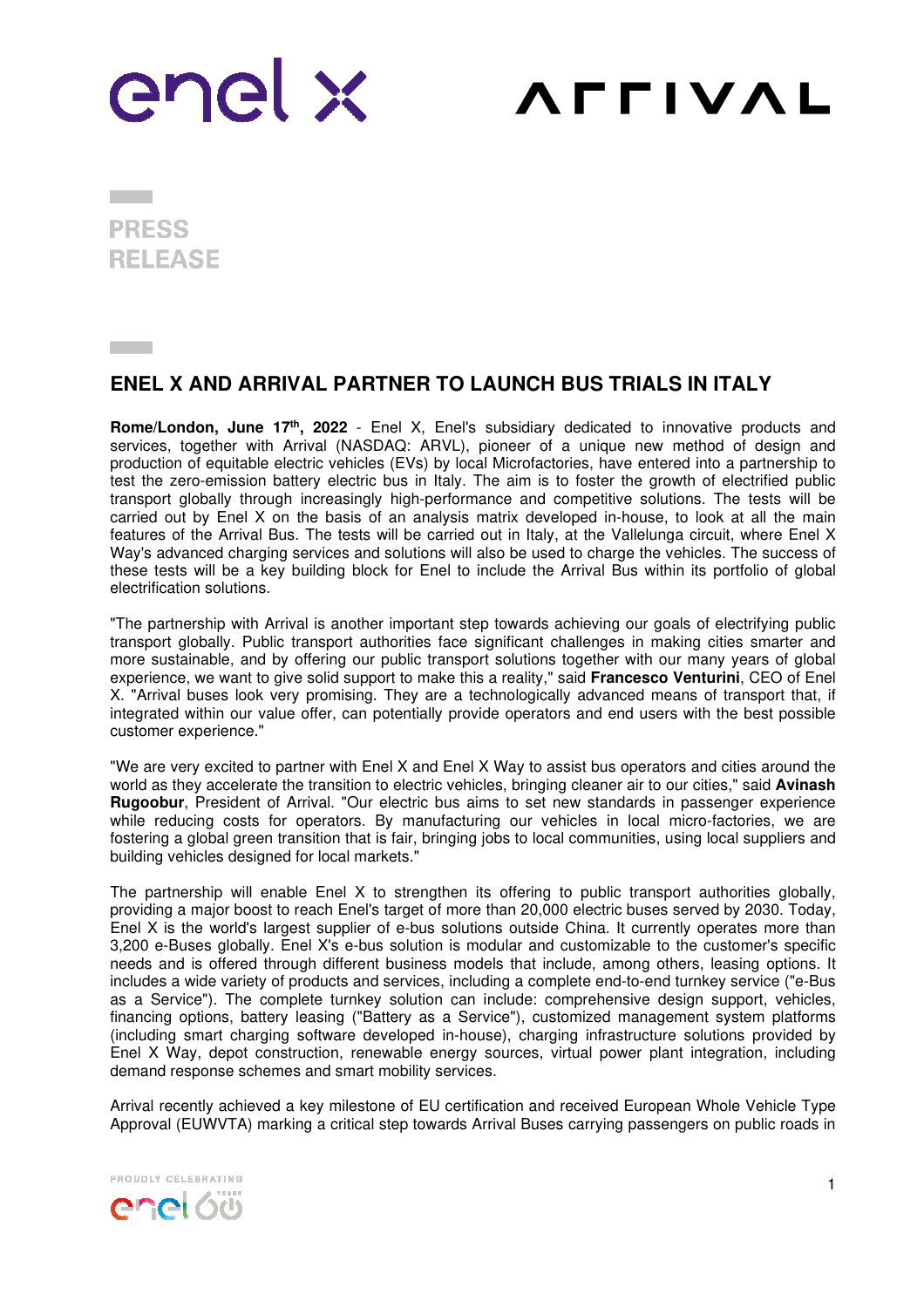PRESS RELEASE

# ENEL X AND ARRIVAL PARTNER TO LAUNCH BUS TRIALS IN ITALY

**Rome/London, June 17th, 2022** - Enel X, Enel's subsidiary dedicated to innovative products and services, together with Arrival (NASDAQ: ARVL), pioneer of a unique new method of design and production of equitable electric vehicles (EVs) by local Microfactories, have entered into a partnership to test the zero-emission battery electric bus in Italy. The aim is to foster the growth of electrified public transport globally through increasingly high-performance and competitive solutions. The tests will be carried out by Enel X on the basis of an analysis matrix developed in-house, to look at all the main features of the Arrival Bus. The tests will be carried out in Italy, at the Vallelunga circuit, where Enel X Way's advanced charging services and solutions will also be used to charge the vehicles. The success of these tests will be a key building block for Enel to include the Arrival Bus within its portfolio of global electrification solutions.

"The partnership with Arrival is another important step towards achieving our goals of electrifying public transport globally. Public transport authorities face significant challenges in making cities smarter and more sustainable, and by offering our public transport solutions together with our many years of global experience, we want to give solid support to make this a reality," said **Francesco Venturini**, CEO of Enel X. "Arrival buses look very promising. They are a technologically advanced means of transport that, if integrated within our value offer, can potentially provide operators and end users with the best possible customer experience."

"We are very excited to partner with Enel X and Enel X Way to assist bus operators and cities around the world as they accelerate the transition to electric vehicles, bringing cleaner air to our cities," said **Avinash Rugoobur**, President of Arrival. "Our electric bus aims to set new standards in passenger experience while reducing costs for operators. By manufacturing our vehicles in local micro-factories, we are fostering a global green transition that is fair, bringing jobs to local communities, using local suppliers and building vehicles designed for local markets."

The partnership will enable Enel X to strengthen its offering to public transport authorities globally, providing a major boost to reach Enel's target of more than 20,000 electric buses served by 2030. Today, Enel X is the world's largest supplier of e-bus solutions outside China. It currently operates more than 3,200 e-Buses globally. Enel X's e-bus solution is modular and customizable to the customer's specific needs and is offered through different business models that include, among others, leasing options. It includes a wide variety of products and services, including a complete end-to-end turnkey service ("e-Bus as a Service"). The complete turnkey solution can include: comprehensive design support, vehicles, financing options, battery leasing ("Battery as a Service"), customized management system platforms (including smart charging software developed in-house), charging infrastructure solutions provided by Enel X Way, depot construction, renewable energy sources, virtual power plant integration, including demand response schemes and smart mobility services.

Arrival recently achieved a key milestone of EU certification and received European Whole Vehicle Type Approval (EUWVTA) marking a critical step towards Arrival Buses carrying passengers on public roads in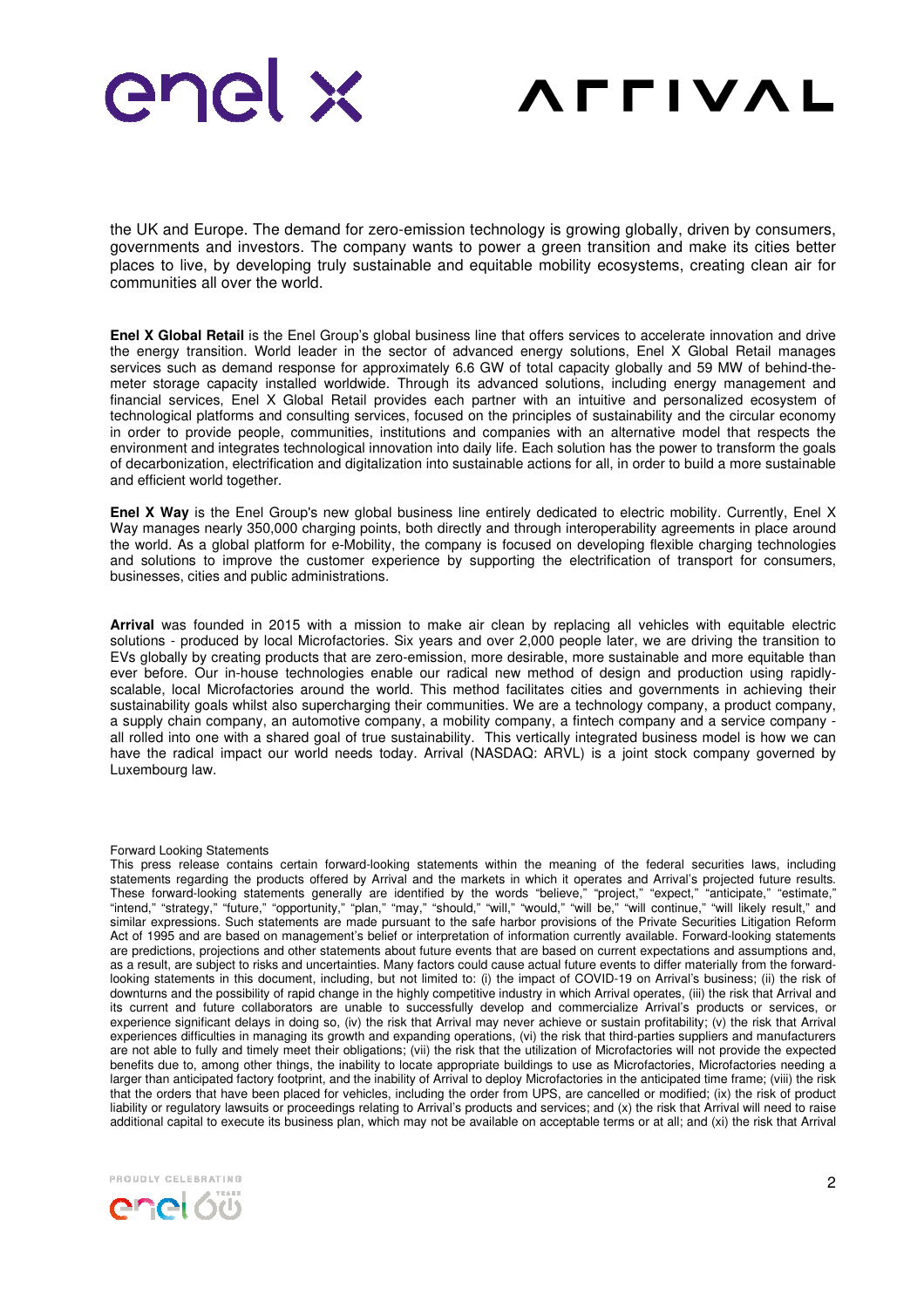the UK and Europe. The demand for zero-emission technology is growing globally, driven by consumers, governments and investors. The company wants to power a green transition and make its cities better places to live, by developing truly sustainable and equitable mobility ecosystems, creating clean air for communities all over the world.

**Enel X Global Retail** is the Enel Group's global business line that offers services to accelerate innovation and drive the energy transition. World leader in the sector of advanced energy solutions, Enel X Global Retail manages services such as demand response for approximately 6.6 GW of total capacity globally and 59 MW of behind-the-meter storage capacity installed worldwide. Through its advanced solutions, including energy management and financial services, Enel X Global Retail provides each partner with an intuitive and personalized ecosystem of technological platforms and consulting services, focused on the principles of sustainability and the circular economy in order to provide people, communities, institutions and companies with an alternative model that respects the environment and integrates technological innovation into daily life. Each solution has the power to transform the goals of decarbonization, electrification and digitalization into sustainable actions for all, in order to build a more sustainable and efficient world together.

**Enel X Way** is the Enel Group's new global business line entirely dedicated to electric mobility. Currently, Enel X Way manages nearly 350,000 charging points, both directly and through interoperability agreements in place around the world. As a global platform for e-Mobility, the company is focused on developing flexible charging technologies and solutions to improve the customer experience by supporting the electrification of transport for consumers, businesses, cities and public administrations.

**Arrival** was founded in 2015 with a mission to make air clean by replacing all vehicles with equitable electric solutions - produced by local Microfactories. Six years and over 2,000 people later, we are driving the transition to EVs globally by creating products that are zero-emission, more desirable, more sustainable and more equitable than ever before. Our in-house technologies enable our radical new method of design and production using rapidly-scalable, local Microfactories around the world. This method facilitates cities and governments in achieving their sustainability goals whilst also supercharging their communities. We are a technology company, a product company, a supply chain company, an automotive company, a mobility company, a fintech company and a service company - all rolled into one with a shared goal of true sustainability. This vertically integrated business model is how we can have the radical impact our world needs today. Arrival (NASDAQ: ARVL) is a joint stock company governed by Luxembourg law.

Forward Looking Statements

This press release contains certain forward-looking statements within the meaning of the federal securities laws, including statements regarding the products offered by Arrival and the markets in which it operates and Arrival's projected future results. These forward-looking statements generally are identified by the words "believe," "project," "expect," "anticipate," "estimate," "intend," "strategy," "future," "opportunity," "plan," "may," "should," "will," "would," "will be," "will continue," "will likely result," and similar expressions. Such statements are made pursuant to the safe harbor provisions of the Private Securities Litigation Reform Act of 1995 and are based on management's belief or interpretation of information currently available. Forward-looking statements are predictions, projections and other statements about future events that are based on current expectations and assumptions and, as a result, are subject to risks and uncertainties. Many factors could cause actual future events to differ materially from the forward-looking statements in this document, including, but not limited to: (i) the impact of COVID-19 on Arrival's business; (ii) the risk of downturns and the possibility of rapid change in the highly competitive industry in which Arrival operates, (iii) the risk that Arrival and its current and future collaborators are unable to successfully develop and commercialize Arrival's products or services, or experience significant delays in doing so, (iv) the risk that Arrival may never achieve or sustain profitability; (v) the risk that Arrival experiences difficulties in managing its growth and expanding operations, (vi) the risk that third-parties suppliers and manufacturers are not able to fully and timely meet their obligations; (vii) the risk that the utilization of Microfactories will not provide the expected benefits due to, among other things, the inability to locate appropriate buildings to use as Microfactories, Microfactories needing a larger than anticipated factory footprint, and the inability of Arrival to deploy Microfactories in the anticipated time frame; (viii) the risk that the orders that have been placed for vehicles, including the order from UPS, are cancelled or modified; (ix) the risk of product liability or regulatory lawsuits or proceedings relating to Arrival's products and services; and (x) the risk that Arrival will need to raise additional capital to execute its business plan, which may not be available on acceptable terms or at all; and (xi) the risk that Arrival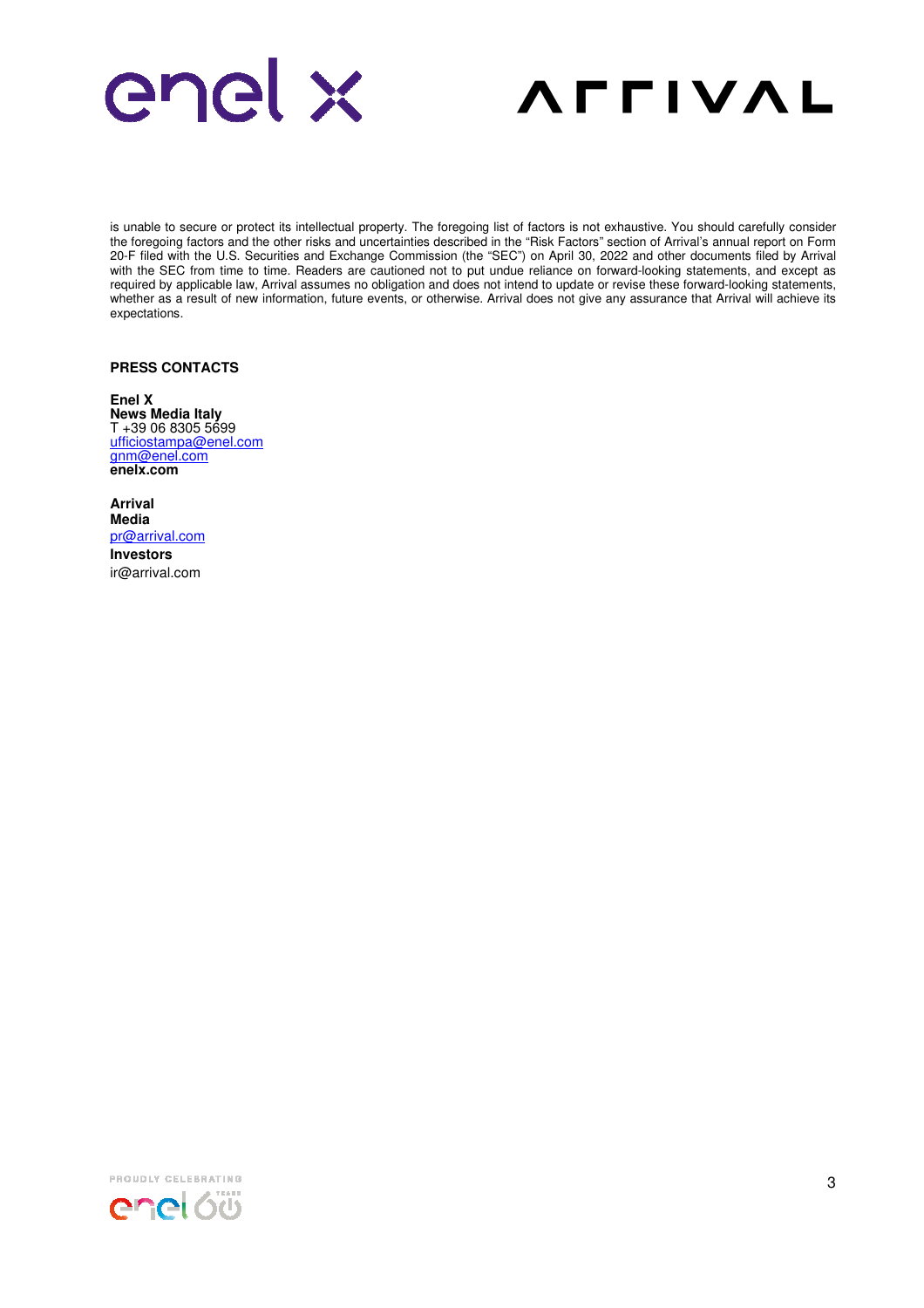is unable to secure or protect its intellectual property. The foregoing list of factors is not exhaustive. You should carefully consider the foregoing factors and the other risks and uncertainties described in the "Risk Factors" section of Arrival's annual report on Form 20-F filed with the U.S. Securities and Exchange Commission (the "SEC") on April 30, 2022 and other documents filed by Arrival with the SEC from time to time. Readers are cautioned not to put undue reliance on forward-looking statements, and except as required by applicable law, Arrival assumes no obligation and does not intend to update or revise these forward-looking statements, whether as a result of new information, future events, or otherwise. Arrival does not give any assurance that Arrival will achieve its expectations.

**PRESS CONTACTS**

**Enel X**
**News Media Italy**
T +39 06 8305 5699
ufficiostampa@enel.com
gnm@enel.com
**enelx.com**

**Arrival**
**Media**
pr@arrival.com
**Investors**
ir@arrival.com